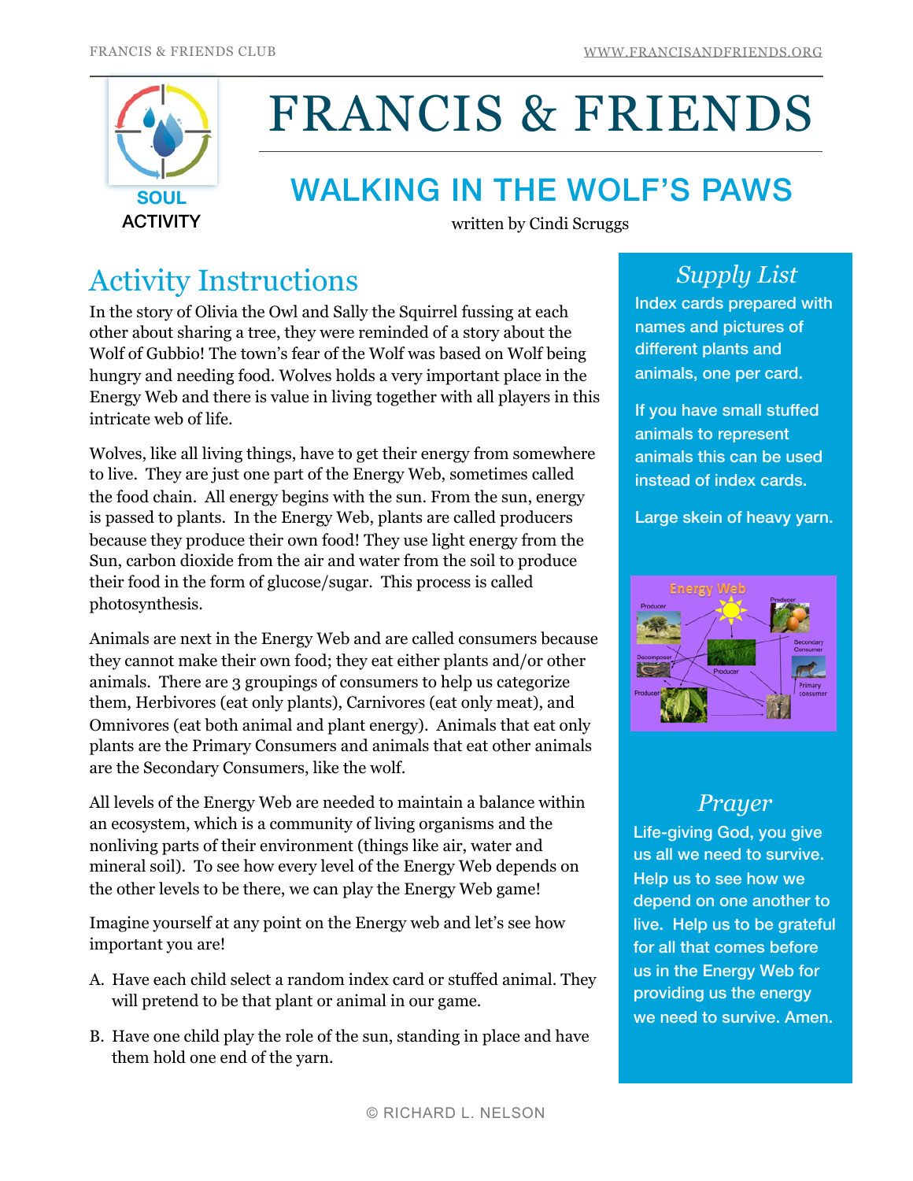# FRANCIS & FRIENDS

SOUL ACTIVITY

## WALKING IN THE WOLF'S PAWS

written by Cindi Scruggs

## Activity Instructions

In the story of Olivia the Owl and Sally the Squirrel fussing at each other about sharing a tree, they were reminded of a story about the Wolf of Gubbio! The town's fear of the Wolf was based on Wolf being hungry and needing food. Wolves holds a very important place in the Energy Web and there is value in living together with all players in this intricate web of life.

Wolves, like all living things, have to get their energy from somewhere to live. They are just one part of the Energy Web, sometimes called the food chain. All energy begins with the sun. From the sun, energy is passed to plants. In the Energy Web, plants are called producers because they produce their own food! They use light energy from the Sun, carbon dioxide from the air and water from the soil to produce their food in the form of glucose/sugar. This process is called photosynthesis.

Animals are next in the Energy Web and are called consumers because they cannot make their own food; they eat either plants and/or other animals. There are 3 groupings of consumers to help us categorize them, Herbivores (eat only plants), Carnivores (eat only meat), and Omnivores (eat both animal and plant energy). Animals that eat only plants are the Primary Consumers and animals that eat other animals are the Secondary Consumers, like the wolf.

All levels of the Energy Web are needed to maintain a balance within an ecosystem, which is a community of living organisms and the nonliving parts of their environment (things like air, water and mineral soil). To see how every level of the Energy Web depends on the other levels to be there, we can play the Energy Web game!

Imagine yourself at any point on the Energy web and let's see how important you are!

A. Have each child select a random index card or stuffed animal. They will pretend to be that plant or animal in our game.

B. Have one child play the role of the sun, standing in place and have them hold one end of the yarn.

### *Supply List*

Index cards prepared with names and pictures of different plants and animals, one per card.

If you have small stuffed animals to represent animals this can be used instead of index cards.

Large skein of heavy yarn.

Energy Web

Producer

Producer

Secondary Consumer

Decomposer

Producer

Producer

Primary consumer

### *Prayer*

Life-giving God, you give us all we need to survive. Help us to see how we depend on one another to live. Help us to be grateful for all that comes before us in the Energy Web for providing us the energy we need to survive. Amen.

© RICHARD L. NELSON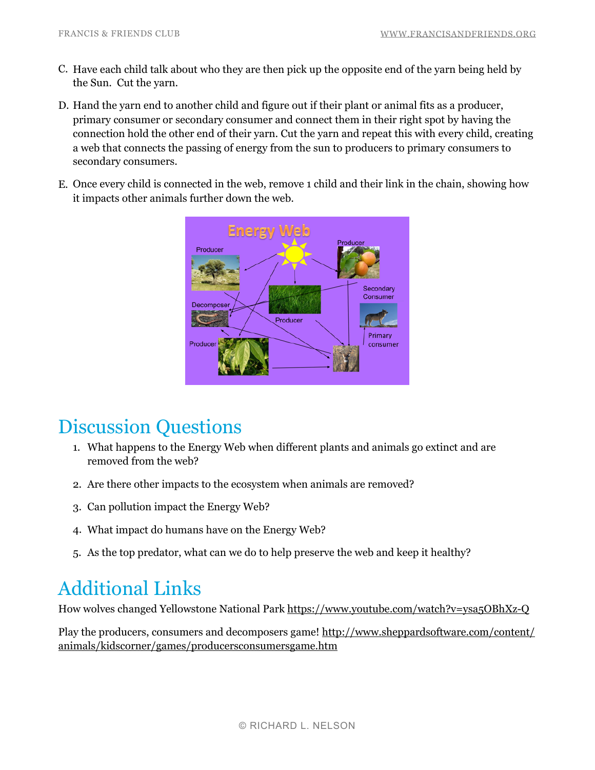C. Have each child talk about who they are then pick up the opposite end of the yarn being held by the Sun. Cut the yarn.

D. Hand the yarn end to another child and figure out if their plant or animal fits as a producer, primary consumer or secondary consumer and connect them in their right spot by having the connection hold the other end of their yarn. Cut the yarn and repeat this with every child, creating a web that connects the passing of energy from the sun to producers to primary consumers to secondary consumers.

E. Once every child is connected in the web, remove 1 child and their link in the chain, showing how it impacts other animals further down the web.

Energy Web

Producer

Producer

Secondary Consumer

Decomposer

Producer

Primary consumer

Producer

## Discussion Questions

1. What happens to the Energy Web when different plants and animals go extinct and are removed from the web?
2. Are there other impacts to the ecosystem when animals are removed?
3. Can pollution impact the Energy Web?
4. What impact do humans have on the Energy Web?
5. As the top predator, what can we do to help preserve the web and keep it healthy?

## Additional Links

How wolves changed Yellowstone National Park https://www.youtube.com/watch?v=ysa5OBhXz-Q

Play the producers, consumers and decomposers game! http://www.sheppardsoftware.com/content/animals/kidscorner/games/producersconsumersgame.htm